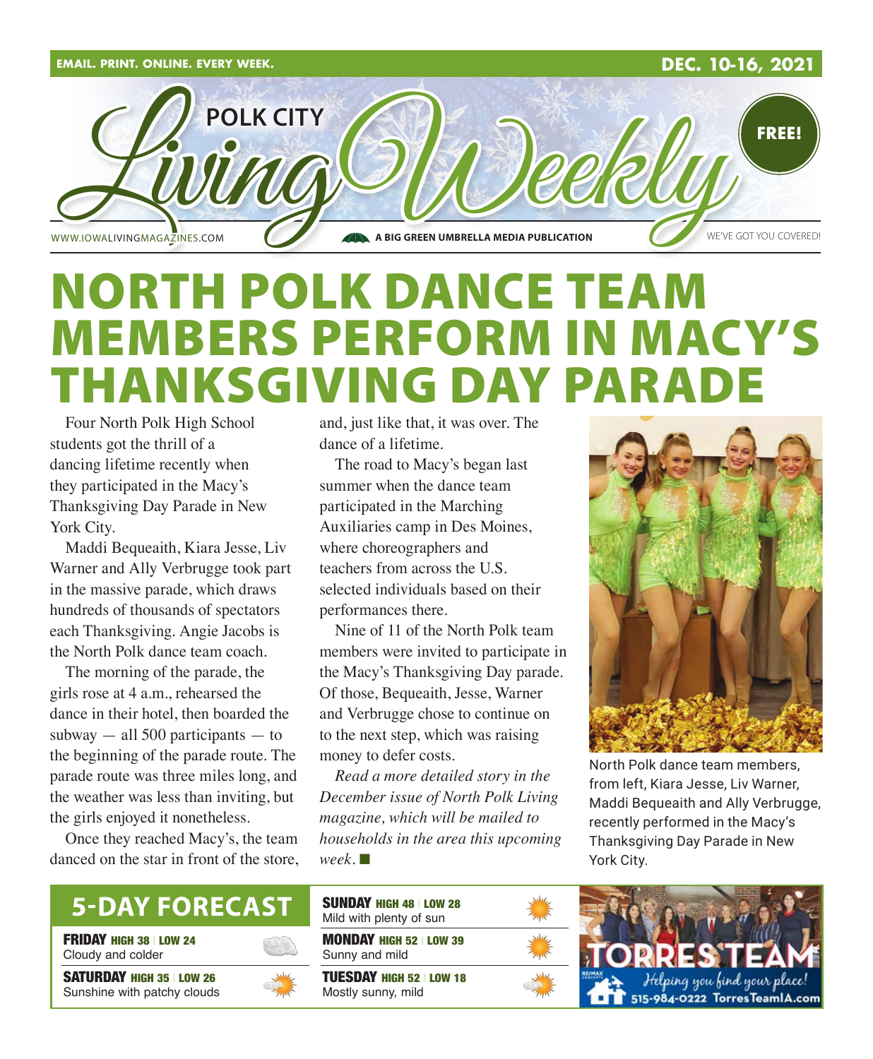EMAIL. PRINT. ONLINE. EVERY WEEK.

DEC. 10-16, 2021

POLK CITY Living Weekly

FREE!

WWW.IOWALIVINGMAGAZINES.COM

A BIG GREEN UMBRELLA MEDIA PUBLICATION

WE'VE GOT YOU COVERED!

# NORTH POLK DANCE TEAM MEMBERS PERFORM IN MACY'S THANKSGIVING DAY PARADE

Four North Polk High School students got the thrill of a dancing lifetime recently when they participated in the Macy's Thanksgiving Day Parade in New York City.

Maddi Bequeaith, Kiara Jesse, Liv Warner and Ally Verbrugge took part in the massive parade, which draws hundreds of thousands of spectators each Thanksgiving. Angie Jacobs is the North Polk dance team coach.

The morning of the parade, the girls rose at 4 a.m., rehearsed the dance in their hotel, then boarded the subway — all 500 participants — to the beginning of the parade route. The parade route was three miles long, and the weather was less than inviting, but the girls enjoyed it nonetheless.

Once they reached Macy's, the team danced on the star in front of the store, and, just like that, it was over. The dance of a lifetime.

The road to Macy's began last summer when the dance team participated in the Marching Auxiliaries camp in Des Moines, where choreographers and teachers from across the U.S. selected individuals based on their performances there.

Nine of 11 of the North Polk team members were invited to participate in the Macy's Thanksgiving Day parade. Of those, Bequeaith, Jesse, Warner and Verbrugge chose to continue on to the next step, which was raising money to defer costs.

*Read a more detailed story in the December issue of North Polk Living magazine, which will be mailed to households in the area this upcoming week.* ■

North Polk dance team members, from left, Kiara Jesse, Liv Warner, Maddi Bequeaith and Ally Verbrugge, recently performed in the Macy's Thanksgiving Day Parade in New York City.

## 5-DAY FORECAST

**FRIDAY** HIGH 38 | LOW 24
Cloudy and colder

**SATURDAY** HIGH 35 | LOW 26
Sunshine with patchy clouds

**SUNDAY** HIGH 48 | LOW 28
Mild with plenty of sun

**MONDAY** HIGH 52 | LOW 39
Sunny and mild

**TUESDAY** HIGH 52 | LOW 18
Mostly sunny, mild

TORRES TEAM
Helping you find your place!
515-984-0222 TorresTeamIA.com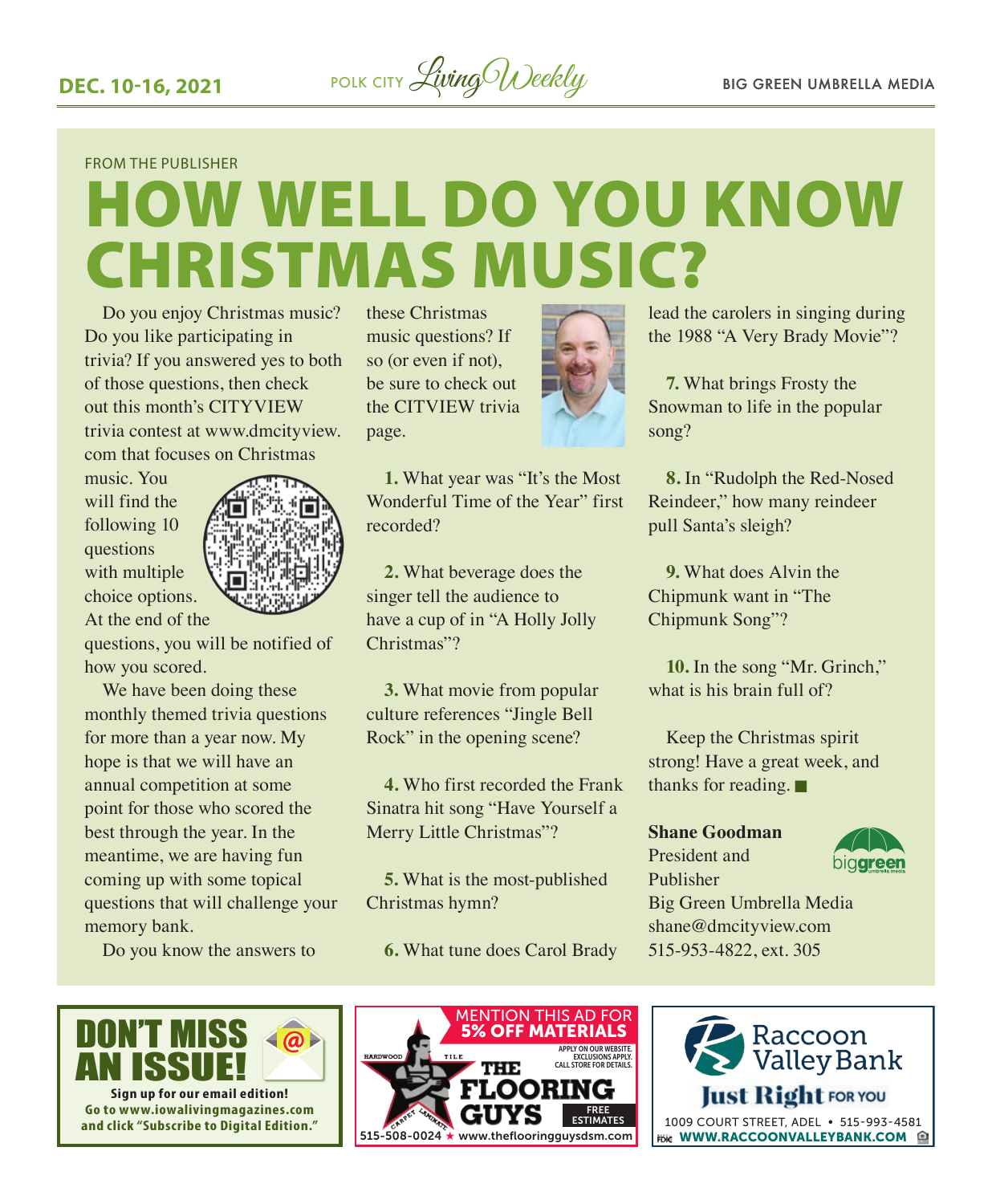FROM THE PUBLISHER

# HOW WELL DO YOU KNOW CHRISTMAS MUSIC?

Do you enjoy Christmas music? Do you like participating in trivia? If you answered yes to both of those questions, then check out this month's CITYVIEW trivia contest at www.dmcityview.com that focuses on Christmas music. You will find the following 10 questions with multiple choice options. At the end of the questions, you will be notified of how you scored.

We have been doing these monthly themed trivia questions for more than a year now. My hope is that we will have an annual competition at some point for those who scored the best through the year. In the meantime, we are having fun coming up with some topical questions that will challenge your memory bank.

Do you know the answers to these Christmas music questions? If so (or even if not), be sure to check out the CITVIEW trivia page.

**1.** What year was "It's the Most Wonderful Time of the Year" first recorded?

**2.** What beverage does the singer tell the audience to have a cup of in "A Holly Jolly Christmas"?

**3.** What movie from popular culture references "Jingle Bell Rock" in the opening scene?

**4.** Who first recorded the Frank Sinatra hit song "Have Yourself a Merry Little Christmas"?

**5.** What is the most-published Christmas hymn?

**6.** What tune does Carol Brady lead the carolers in singing during the 1988 "A Very Brady Movie"?

**7.** What brings Frosty the Snowman to life in the popular song?

**8.** In "Rudolph the Red-Nosed Reindeer," how many reindeer pull Santa's sleigh?

**9.** What does Alvin the Chipmunk want in "The Chipmunk Song"?

**10.** In the song "Mr. Grinch," what is his brain full of?

Keep the Christmas spirit strong! Have a great week, and thanks for reading. ■

**Shane Goodman**
President and Publisher
Big Green Umbrella Media
shane@dmcityview.com
515-953-4822, ext. 305

**DON'T MISS AN ISSUE!**
Sign up for our email edition!
Go to www.iowalivingmagazines.com and click "Subscribe to Digital Edition."

MENTION THIS AD FOR 5% OFF MATERIALS
APPLY ON OUR WEBSITE. EXCLUSIONS APPLY. CALL STORE FOR DETAILS.
HARDWOOD TILE CARPET LAMINATE
THE FLOORING GUYS
FREE ESTIMATES
515-508-0024 ★ www.theflooringguysdsm.com

Raccoon Valley Bank
Just Right FOR YOU
1009 COURT STREET, ADEL • 515-993-4581
WWW.RACCOONVALLEYBANK.COM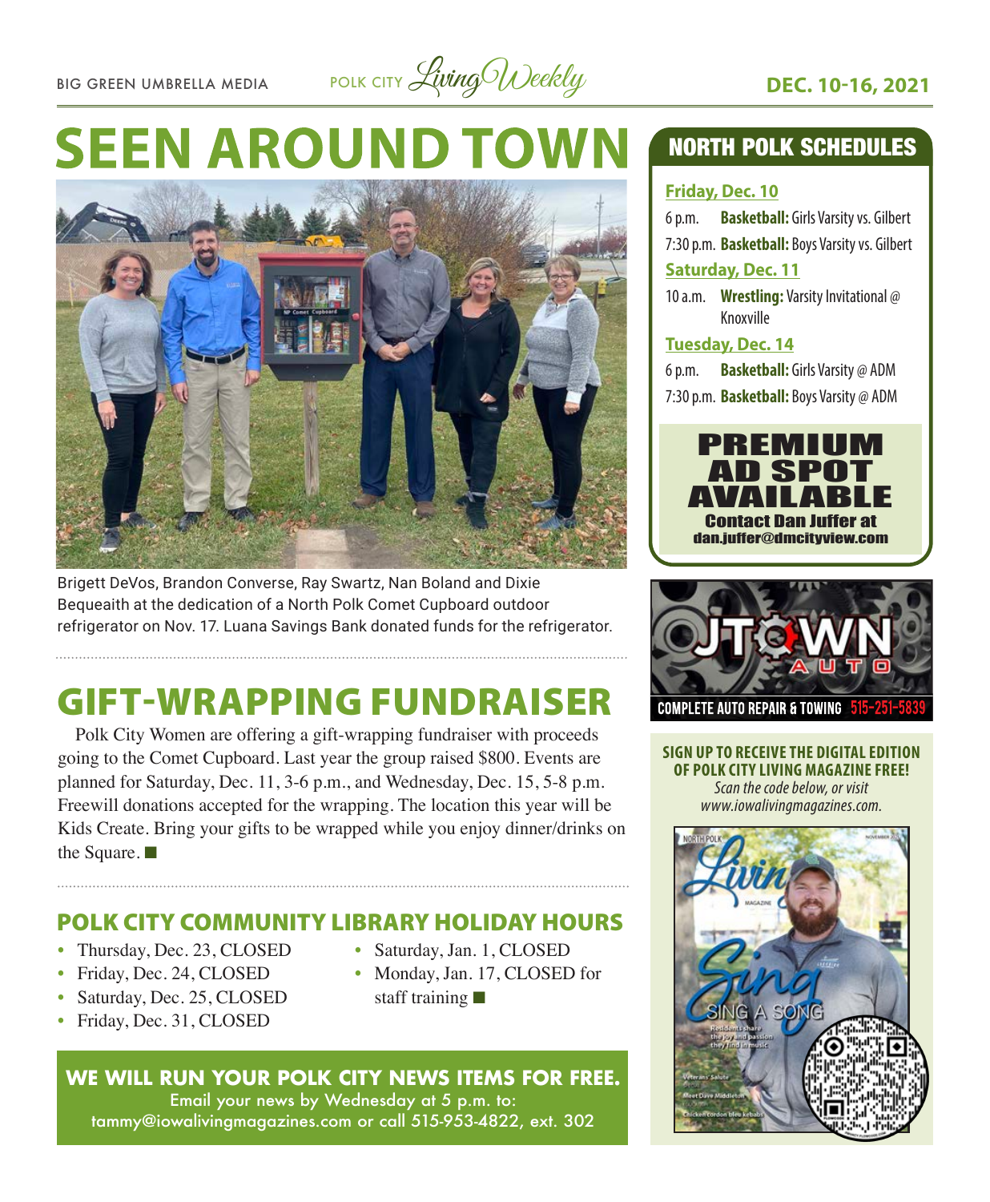# SEEN AROUND TOWN

Brigett DeVos, Brandon Converse, Ray Swartz, Nan Boland and Dixie Bequeaith at the dedication of a North Polk Comet Cupboard outdoor refrigerator on Nov. 17. Luana Savings Bank donated funds for the refrigerator.

# GIFT-WRAPPING FUNDRAISER

Polk City Women are offering a gift-wrapping fundraiser with proceeds going to the Comet Cupboard. Last year the group raised $800. Events are planned for Saturday, Dec. 11, 3-6 p.m., and Wednesday, Dec. 15, 5-8 p.m. Freewill donations accepted for the wrapping. The location this year will be Kids Create. Bring your gifts to be wrapped while you enjoy dinner/drinks on the Square. ■

## POLK CITY COMMUNITY LIBRARY HOLIDAY HOURS

- Thursday, Dec. 23, CLOSED
- Friday, Dec. 24, CLOSED
- Saturday, Dec. 25, CLOSED
- Friday, Dec. 31, CLOSED
- Saturday, Jan. 1, CLOSED
- Monday, Jan. 17, CLOSED for staff training ■

**WE WILL RUN YOUR POLK CITY NEWS ITEMS FOR FREE.**
Email your news by Wednesday at 5 p.m. to: tammy@iowalivingmagazines.com or call 515-953-4822, ext. 302

## NORTH POLK SCHEDULES

**Friday, Dec. 10**

6 p.m. **Basketball:** Girls Varsity vs. Gilbert
7:30 p.m. **Basketball:** Boys Varsity vs. Gilbert

**Saturday, Dec. 11**

10 a.m. **Wrestling:** Varsity Invitational @ Knoxville

**Tuesday, Dec. 14**

6 p.m. **Basketball:** Girls Varsity @ ADM
7:30 p.m. **Basketball:** Boys Varsity @ ADM

**PREMIUM AD SPOT AVAILABLE**
Contact Dan Juffer at dan.juffer@dmcityview.com

JTOWN AUTO
COMPLETE AUTO REPAIR & TOWING 515-251-5839

**SIGN UP TO RECEIVE THE DIGITAL EDITION OF POLK CITY LIVING MAGAZINE FREE!**
*Scan the code below, or visit www.iowalivingmagazines.com.*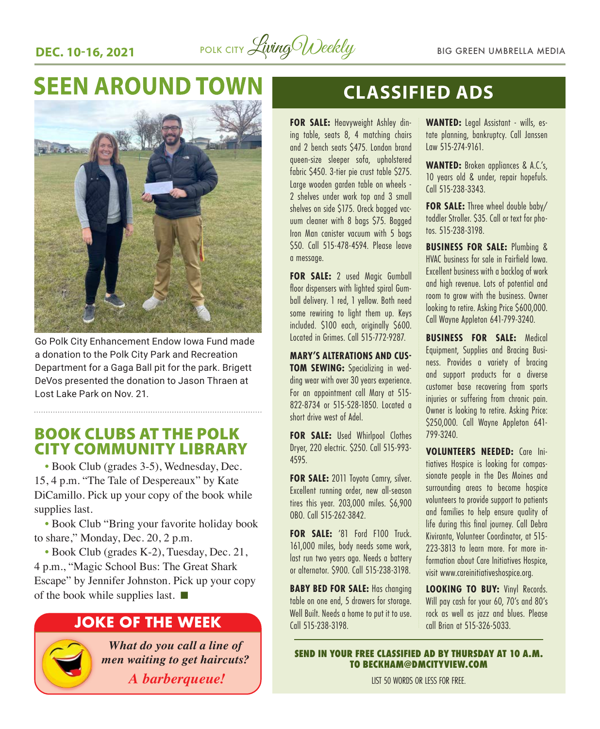# SEEN AROUND TOWN

Go Polk City Enhancement Endow Iowa Fund made a donation to the Polk City Park and Recreation Department for a Gaga Ball pit for the park. Brigett DeVos presented the donation to Jason Thraen at Lost Lake Park on Nov. 21.

## BOOK CLUBS AT THE POLK CITY COMMUNITY LIBRARY

- Book Club (grades 3-5), Wednesday, Dec. 15, 4 p.m. "The Tale of Despereaux" by Kate DiCamillo. Pick up your copy of the book while supplies last.
- Book Club "Bring your favorite holiday book to share," Monday, Dec. 20, 2 p.m.
- Book Club (grades K-2), Tuesday, Dec. 21, 4 p.m., "Magic School Bus: The Great Shark Escape" by Jennifer Johnston. Pick up your copy of the book while supplies last. ■

## JOKE OF THE WEEK

*What do you call a line of men waiting to get haircuts?*

*A barberqueue!*

# CLASSIFIED ADS

**FOR SALE:** Heavyweight Ashley dining table, seats 8, 4 matching chairs and 2 bench seats $475. London brand queen-size sleeper sofa, upholstered fabric $450. 3-tier pie crust table $275. Large wooden garden table on wheels - 2 shelves under work top and 3 small shelves on side $175. Oreck bagged vacuum cleaner with 8 bags $75. Bagged Iron Man canister vacuum with 5 bags $50. Call 515-478-4594. Please leave a message.

**FOR SALE:** 2 used Magic Gumball floor dispensers with lighted spiral Gumball delivery. 1 red, 1 yellow. Both need some rewiring to light them up. Keys included. $100 each, originally $600. Located in Grimes. Call 515-772-9287.

**MARY'S ALTERATIONS AND CUSTOM SEWING:** Specializing in wedding wear with over 30 years experience. For an appointment call Mary at 515-822-8734 or 515-528-1850. Located a short drive west of Adel.

**FOR SALE:** Used Whirlpool Clothes Dryer, 220 electric. $250. Call 515-993-4595.

**FOR SALE:** 2011 Toyota Camry, silver. Excellent running order, new all-season tires this year. 203,000 miles. $6,900 OBO. Call 515-262-3842.

**FOR SALE:** '81 Ford F100 Truck. 161,000 miles, body needs some work, last run two years ago. Needs a battery or alternator. $900. Call 515-238-3198.

**BABY BED FOR SALE:** Has changing table on one end, 5 drawers for storage. Well Built. Needs a home to put it to use. Call 515-238-3198.

**WANTED:** Legal Assistant - wills, estate planning, bankruptcy. Call Janssen Law 515-274-9161.

**WANTED:** Broken appliances & A.C.'s, 10 years old & under, repair hopefuls. Call 515-238-3343.

**FOR SALE:** Three wheel double baby/toddler Stroller. $35. Call or text for photos. 515-238-3198.

**BUSINESS FOR SALE:** Plumbing & HVAC business for sale in Fairfield Iowa. Excellent business with a backlog of work and high revenue. Lots of potential and room to grow with the business. Owner looking to retire. Asking Price $600,000. Call Wayne Appleton 641-799-3240.

**BUSINESS FOR SALE:** Medical Equipment, Supplies and Bracing Business. Provides a variety of bracing and support products for a diverse customer base recovering from sports injuries or suffering from chronic pain. Owner is looking to retire. Asking Price: $250,000. Call Wayne Appleton 641-799-3240.

**VOLUNTEERS NEEDED:** Care Initiatives Hospice is looking for compassionate people in the Des Moines and surrounding areas to become hospice volunteers to provide support to patients and families to help ensure quality of life during this final journey. Call Debra Kiviranta, Volunteer Coordinator, at 515-223-3813 to learn more. For more information about Care Initiatives Hospice, visit www.careinitiativeshospice.org.

**LOOKING TO BUY:** Vinyl Records. Will pay cash for your 60, 70's and 80's rock as well as jazz and blues. Please call Brian at 515-326-5033.

**SEND IN YOUR FREE CLASSIFIED AD BY THURSDAY AT 10 A.M. TO BECKHAM@DMCITYVIEW.COM**

LIST 50 WORDS OR LESS FOR FREE.